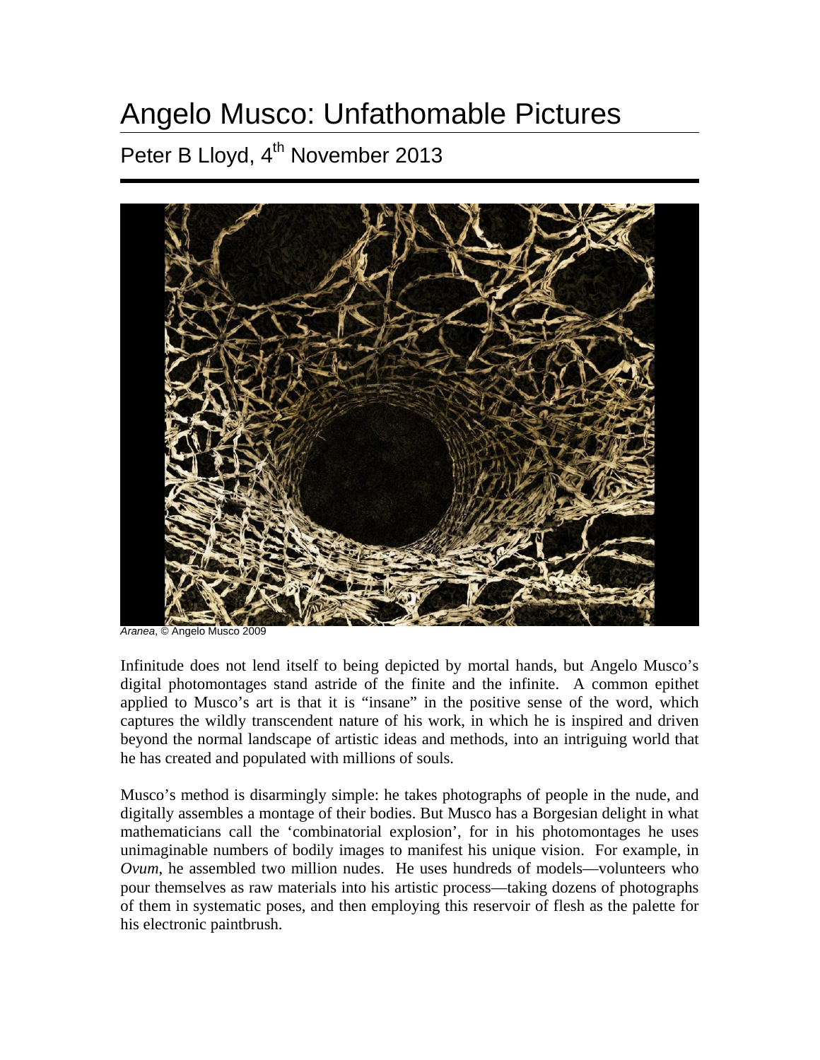# Angelo Musco: Unfathomable Pictures

## Peter B Lloyd, 4th November 2013

*Aranea*, © Angelo Musco 2009

Infinitude does not lend itself to being depicted by mortal hands, but Angelo Musco's digital photomontages stand astride of the finite and the infinite. A common epithet applied to Musco's art is that it is "insane" in the positive sense of the word, which captures the wildly transcendent nature of his work, in which he is inspired and driven beyond the normal landscape of artistic ideas and methods, into an intriguing world that he has created and populated with millions of souls.

Musco's method is disarmingly simple: he takes photographs of people in the nude, and digitally assembles a montage of their bodies. But Musco has a Borgesian delight in what mathematicians call the 'combinatorial explosion', for in his photomontages he uses unimaginable numbers of bodily images to manifest his unique vision. For example, in *Ovum*, he assembled two million nudes. He uses hundreds of models—volunteers who pour themselves as raw materials into his artistic process—taking dozens of photographs of them in systematic poses, and then employing this reservoir of flesh as the palette for his electronic paintbrush.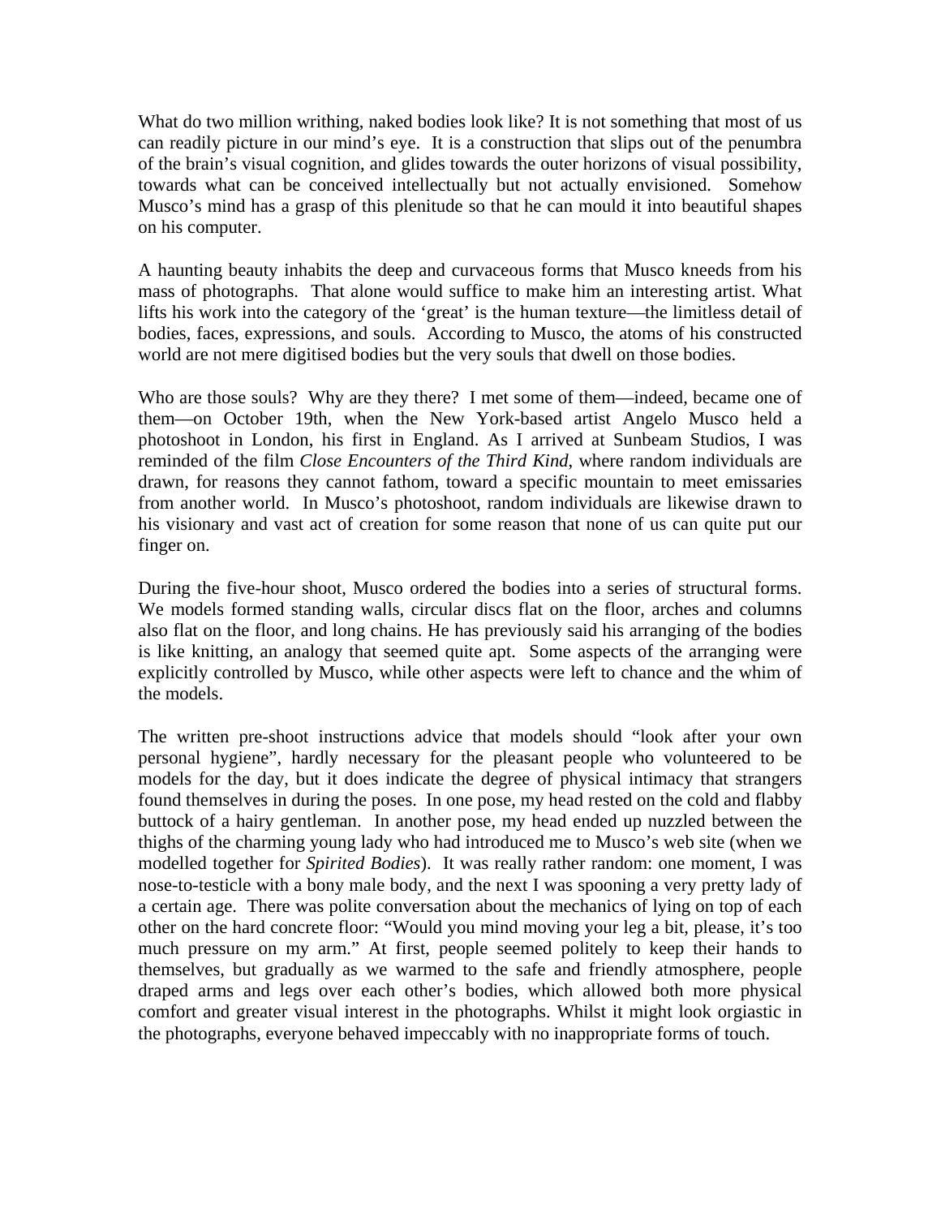What do two million writhing, naked bodies look like? It is not something that most of us can readily picture in our mind's eye. It is a construction that slips out of the penumbra of the brain's visual cognition, and glides towards the outer horizons of visual possibility, towards what can be conceived intellectually but not actually envisioned. Somehow Musco's mind has a grasp of this plenitude so that he can mould it into beautiful shapes on his computer.

A haunting beauty inhabits the deep and curvaceous forms that Musco kneeds from his mass of photographs. That alone would suffice to make him an interesting artist. What lifts his work into the category of the 'great' is the human texture—the limitless detail of bodies, faces, expressions, and souls. According to Musco, the atoms of his constructed world are not mere digitised bodies but the very souls that dwell on those bodies.

Who are those souls? Why are they there? I met some of them—indeed, became one of them—on October 19th, when the New York-based artist Angelo Musco held a photoshoot in London, his first in England. As I arrived at Sunbeam Studios, I was reminded of the film *Close Encounters of the Third Kind*, where random individuals are drawn, for reasons they cannot fathom, toward a specific mountain to meet emissaries from another world. In Musco's photoshoot, random individuals are likewise drawn to his visionary and vast act of creation for some reason that none of us can quite put our finger on.

During the five-hour shoot, Musco ordered the bodies into a series of structural forms. We models formed standing walls, circular discs flat on the floor, arches and columns also flat on the floor, and long chains. He has previously said his arranging of the bodies is like knitting, an analogy that seemed quite apt. Some aspects of the arranging were explicitly controlled by Musco, while other aspects were left to chance and the whim of the models.

The written pre-shoot instructions advice that models should "look after your own personal hygiene", hardly necessary for the pleasant people who volunteered to be models for the day, but it does indicate the degree of physical intimacy that strangers found themselves in during the poses. In one pose, my head rested on the cold and flabby buttock of a hairy gentleman. In another pose, my head ended up nuzzled between the thighs of the charming young lady who had introduced me to Musco's web site (when we modelled together for *Spirited Bodies*). It was really rather random: one moment, I was nose-to-testicle with a bony male body, and the next I was spooning a very pretty lady of a certain age. There was polite conversation about the mechanics of lying on top of each other on the hard concrete floor: "Would you mind moving your leg a bit, please, it's too much pressure on my arm." At first, people seemed politely to keep their hands to themselves, but gradually as we warmed to the safe and friendly atmosphere, people draped arms and legs over each other's bodies, which allowed both more physical comfort and greater visual interest in the photographs. Whilst it might look orgiastic in the photographs, everyone behaved impeccably with no inappropriate forms of touch.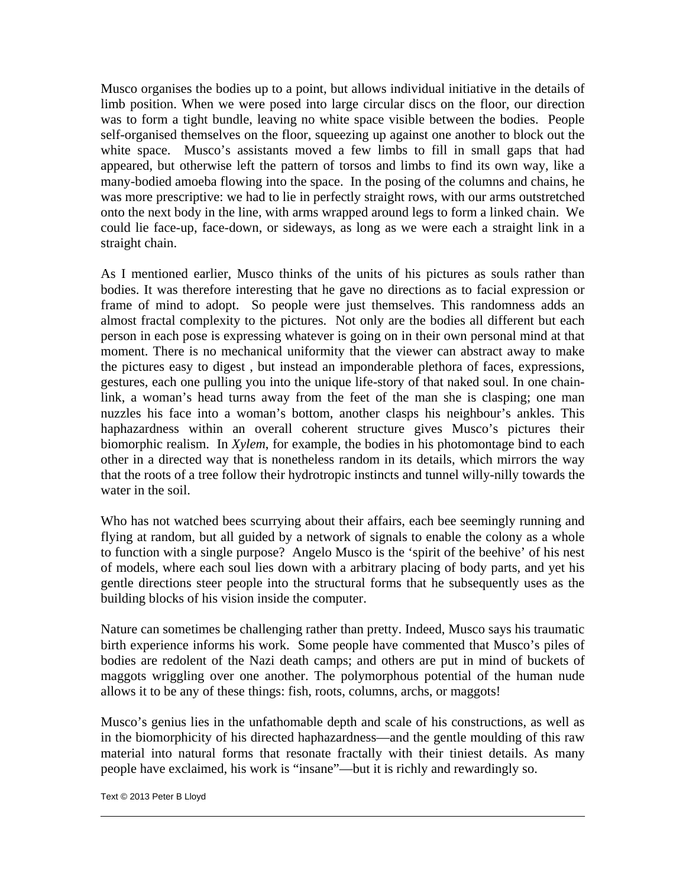Musco organises the bodies up to a point, but allows individual initiative in the details of limb position. When we were posed into large circular discs on the floor, our direction was to form a tight bundle, leaving no white space visible between the bodies. People self-organised themselves on the floor, squeezing up against one another to block out the white space. Musco's assistants moved a few limbs to fill in small gaps that had appeared, but otherwise left the pattern of torsos and limbs to find its own way, like a many-bodied amoeba flowing into the space. In the posing of the columns and chains, he was more prescriptive: we had to lie in perfectly straight rows, with our arms outstretched onto the next body in the line, with arms wrapped around legs to form a linked chain. We could lie face-up, face-down, or sideways, as long as we were each a straight link in a straight chain.

As I mentioned earlier, Musco thinks of the units of his pictures as souls rather than bodies. It was therefore interesting that he gave no directions as to facial expression or frame of mind to adopt. So people were just themselves. This randomness adds an almost fractal complexity to the pictures. Not only are the bodies all different but each person in each pose is expressing whatever is going on in their own personal mind at that moment. There is no mechanical uniformity that the viewer can abstract away to make the pictures easy to digest , but instead an imponderable plethora of faces, expressions, gestures, each one pulling you into the unique life-story of that naked soul. In one chain-link, a woman's head turns away from the feet of the man she is clasping; one man nuzzles his face into a woman's bottom, another clasps his neighbour's ankles. This haphazardness within an overall coherent structure gives Musco's pictures their biomorphic realism. In *Xylem*, for example, the bodies in his photomontage bind to each other in a directed way that is nonetheless random in its details, which mirrors the way that the roots of a tree follow their hydrotropic instincts and tunnel willy-nilly towards the water in the soil.

Who has not watched bees scurrying about their affairs, each bee seemingly running and flying at random, but all guided by a network of signals to enable the colony as a whole to function with a single purpose? Angelo Musco is the 'spirit of the beehive' of his nest of models, where each soul lies down with a arbitrary placing of body parts, and yet his gentle directions steer people into the structural forms that he subsequently uses as the building blocks of his vision inside the computer.

Nature can sometimes be challenging rather than pretty. Indeed, Musco says his traumatic birth experience informs his work. Some people have commented that Musco's piles of bodies are redolent of the Nazi death camps; and others are put in mind of buckets of maggots wriggling over one another. The polymorphous potential of the human nude allows it to be any of these things: fish, roots, columns, archs, or maggots!

Musco's genius lies in the unfathomable depth and scale of his constructions, as well as in the biomorphicity of his directed haphazardness—and the gentle moulding of this raw material into natural forms that resonate fractally with their tiniest details. As many people have exclaimed, his work is "insane"—but it is richly and rewardingly so.

Text © 2013 Peter B Lloyd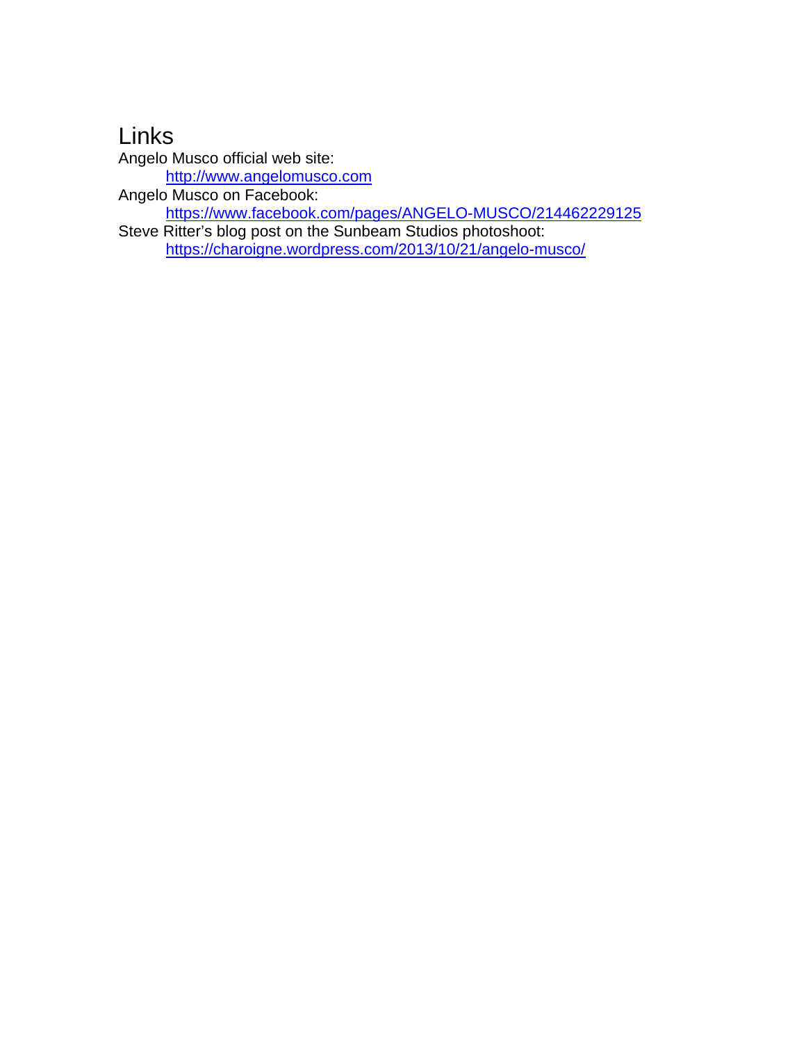## Links

Angelo Musco official web site:

- http://www.angelomusco.com

Angelo Musco on Facebook:

- https://www.facebook.com/pages/ANGELO-MUSCO/214462229125

Steve Ritter's blog post on the Sunbeam Studios photoshoot:

- https://charoigne.wordpress.com/2013/10/21/angelo-musco/